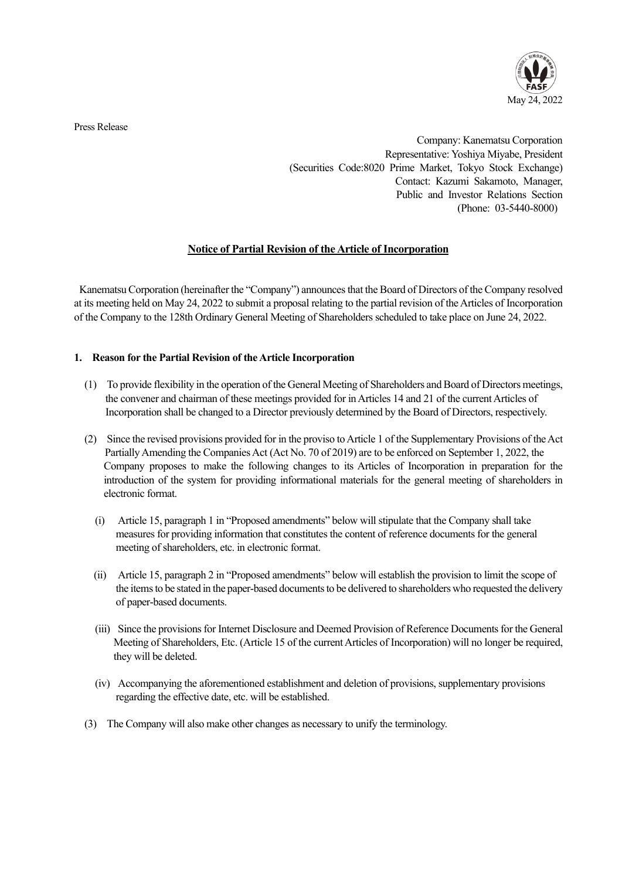May 24, 2022

Press Release

Company: Kanematsu Corporation
Representative: Yoshiya Miyabe, President
(Securities Code:8020 Prime Market, Tokyo Stock Exchange)
Contact: Kazumi Sakamoto, Manager,
Public and Investor Relations Section
(Phone: 03-5440-8000)

## Notice of Partial Revision of the Article of Incorporation

Kanematsu Corporation (hereinafter the "Company") announces that the Board of Directors of the Company resolved at its meeting held on May 24, 2022 to submit a proposal relating to the partial revision of the Articles of Incorporation of the Company to the 128th Ordinary General Meeting of Shareholders scheduled to take place on June 24, 2022.

### 1. Reason for the Partial Revision of the Article Incorporation

(1) To provide flexibility in the operation of the General Meeting of Shareholders and Board of Directors meetings, the convener and chairman of these meetings provided for in Articles 14 and 21 of the current Articles of Incorporation shall be changed to a Director previously determined by the Board of Directors, respectively.

(2) Since the revised provisions provided for in the proviso to Article 1 of the Supplementary Provisions of the Act Partially Amending the Companies Act (Act No. 70 of 2019) are to be enforced on September 1, 2022, the Company proposes to make the following changes to its Articles of Incorporation in preparation for the introduction of the system for providing informational materials for the general meeting of shareholders in electronic format.

(i) Article 15, paragraph 1 in "Proposed amendments" below will stipulate that the Company shall take measures for providing information that constitutes the content of reference documents for the general meeting of shareholders, etc. in electronic format.

(ii) Article 15, paragraph 2 in "Proposed amendments" below will establish the provision to limit the scope of the items to be stated in the paper-based documents to be delivered to shareholders who requested the delivery of paper-based documents.

(iii) Since the provisions for Internet Disclosure and Deemed Provision of Reference Documents for the General Meeting of Shareholders, Etc. (Article 15 of the current Articles of Incorporation) will no longer be required, they will be deleted.

(iv) Accompanying the aforementioned establishment and deletion of provisions, supplementary provisions regarding the effective date, etc. will be established.

(3) The Company will also make other changes as necessary to unify the terminology.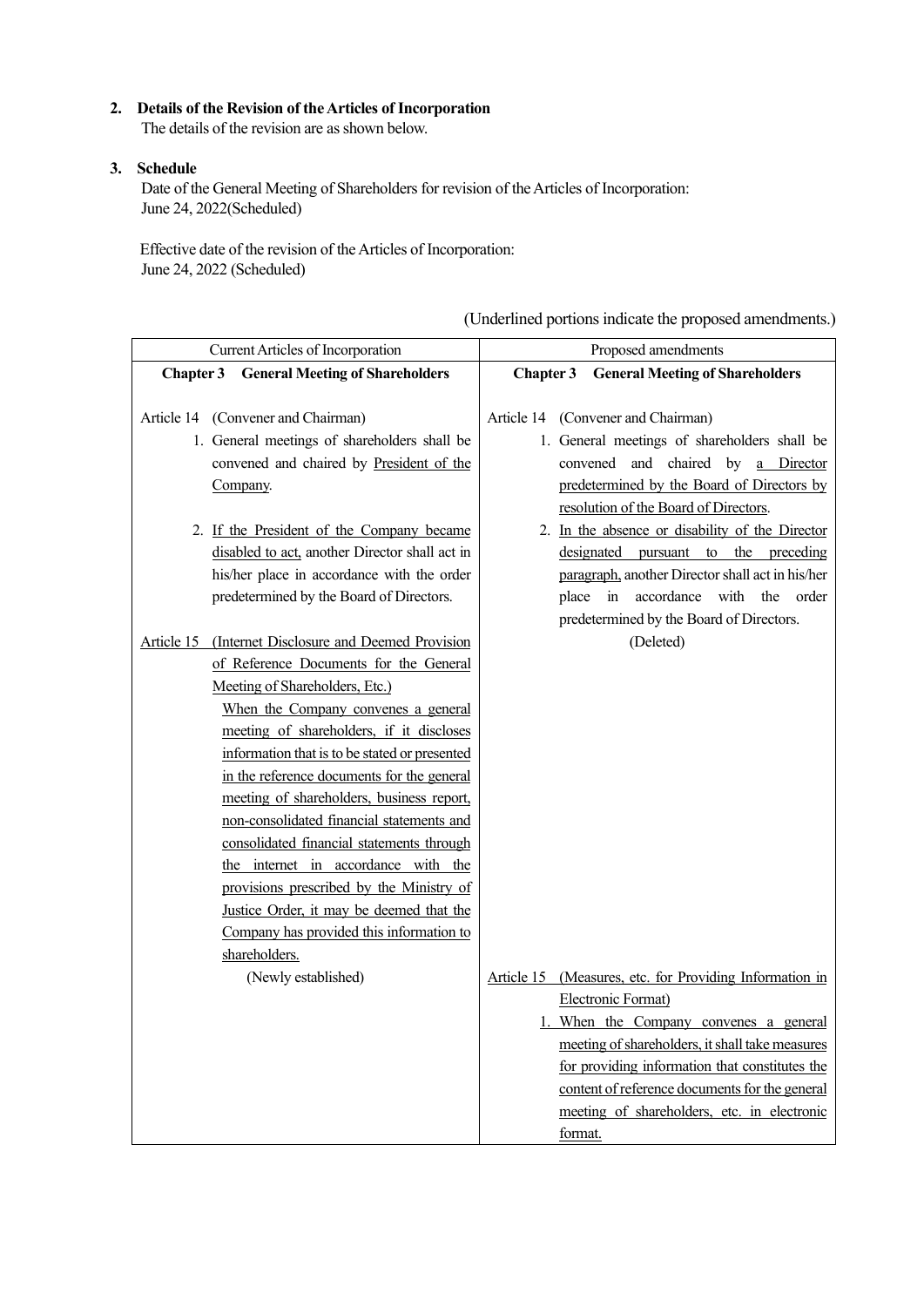**2. Details of the Revision of the Articles of Incorporation**

The details of the revision are as shown below.

**3. Schedule**

Date of the General Meeting of Shareholders for revision of the Articles of Incorporation:
June 24, 2022(Scheduled)

Effective date of the revision of the Articles of Incorporation:
June 24, 2022 (Scheduled)

(Underlined portions indicate the proposed amendments.)

| Current Articles of Incorporation | Proposed amendments |
|---|---|
| **Chapter 3 General Meeting of Shareholders** | **Chapter 3 General Meeting of Shareholders** |
| Article 14 (Convener and Chairman)<br>1. General meetings of shareholders shall be convened and chaired by <u>President of the Company</u>. | Article 14 (Convener and Chairman)<br>1. General meetings of shareholders shall be convened and chaired by <u>a Director predetermined by the Board of Directors by resolution of the Board of Directors</u>. |
| 2. <u>If the President of the Company became disabled to act,</u> another Director shall act in his/her place in accordance with the order predetermined by the Board of Directors. | 2. <u>In the absence or disability of the Director designated pursuant to the preceding paragraph,</u> another Director shall act in his/her place in accordance with the order predetermined by the Board of Directors. |
| <u>Article 15 (Internet Disclosure and Deemed Provision of Reference Documents for the General Meeting of Shareholders, Etc.)</u><br><u>When the Company convenes a general meeting of shareholders, if it discloses information that is to be stated or presented in the reference documents for the general meeting of shareholders, business report, non-consolidated financial statements and consolidated financial statements through the internet in accordance with the provisions prescribed by the Ministry of Justice Order, it may be deemed that the Company has provided this information to shareholders.</u> | (Deleted) |
| (Newly established) | <u>Article 15 (Measures, etc. for Providing Information in Electronic Format)</u><br><u>1. When the Company convenes a general meeting of shareholders, it shall take measures for providing information that constitutes the content of reference documents for the general meeting of shareholders, etc. in electronic format.</u> |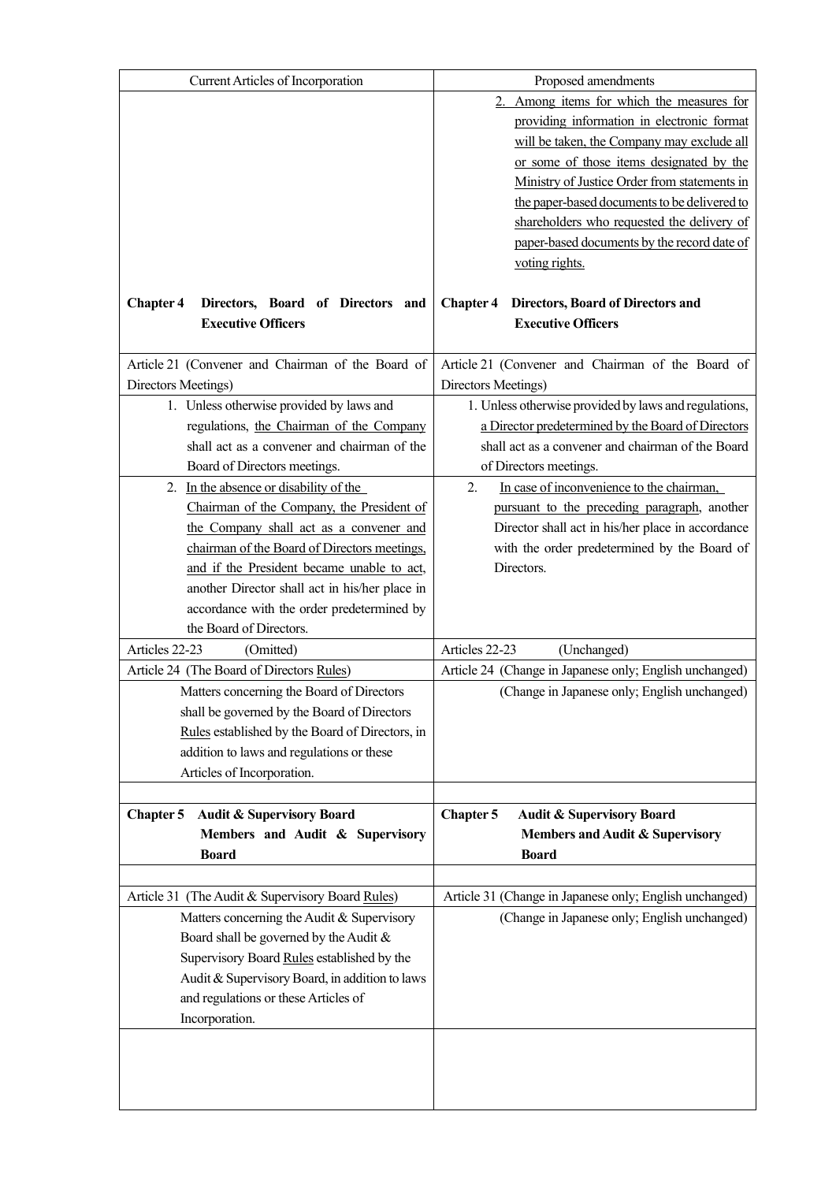| Current Articles of Incorporation | Proposed amendments |
| --- | --- |
| | 2. Among items for which the measures for providing information in electronic format will be taken, the Company may exclude all or some of those items designated by the Ministry of Justice Order from statements in the paper-based documents to be delivered to shareholders who requested the delivery of paper-based documents by the record date of voting rights. |
| **Chapter 4 Directors, Board of Directors and Executive Officers** | **Chapter 4 Directors, Board of Directors and Executive Officers** |
| Article 21 (Convener and Chairman of the Board of Directors Meetings) | Article 21 (Convener and Chairman of the Board of Directors Meetings) |
| 1. Unless otherwise provided by laws and regulations, the Chairman of the Company shall act as a convener and chairman of the Board of Directors meetings. | 1. Unless otherwise provided by laws and regulations, a Director predetermined by the Board of Directors shall act as a convener and chairman of the Board of Directors meetings. |
| 2. In the absence or disability of the Chairman of the Company, the President of the Company shall act as a convener and chairman of the Board of Directors meetings, and if the President became unable to act, another Director shall act in his/her place in accordance with the order predetermined by the Board of Directors. | 2. In case of inconvenience to the chairman, pursuant to the preceding paragraph, another Director shall act in his/her place in accordance with the order predetermined by the Board of Directors. |
| Articles 22-23 (Omitted) | Articles 22-23 (Unchanged) |
| Article 24 (The Board of Directors Rules) | Article 24 (Change in Japanese only; English unchanged) |
| Matters concerning the Board of Directors shall be governed by the Board of Directors Rules established by the Board of Directors, in addition to laws and regulations or these Articles of Incorporation. | (Change in Japanese only; English unchanged) |
| | |
| **Chapter 5 Audit & Supervisory Board Members and Audit & Supervisory Board** | **Chapter 5 Audit & Supervisory Board Members and Audit & Supervisory Board** |
| | |
| Article 31 (The Audit & Supervisory Board Rules) | Article 31 (Change in Japanese only; English unchanged) |
| Matters concerning the Audit & Supervisory Board shall be governed by the Audit & Supervisory Board Rules established by the Audit & Supervisory Board, in addition to laws and regulations or these Articles of Incorporation. | (Change in Japanese only; English unchanged) |
| | |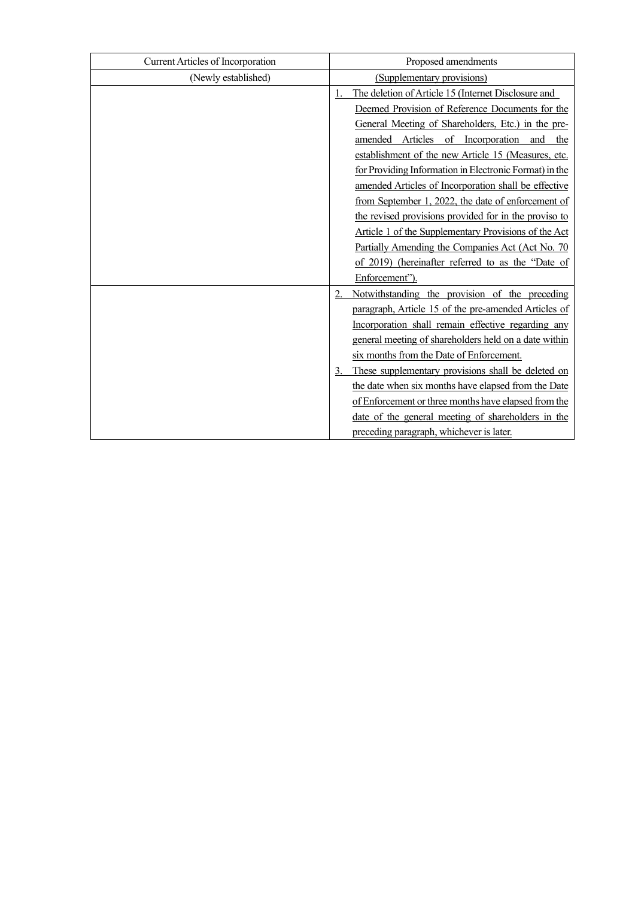| Current Articles of Incorporation | Proposed amendments |
|---|---|
| (Newly established) | (Supplementary provisions) |
| | 1. The deletion of Article 15 (Internet Disclosure and Deemed Provision of Reference Documents for the General Meeting of Shareholders, Etc.) in the pre-amended Articles of Incorporation and the establishment of the new Article 15 (Measures, etc. for Providing Information in Electronic Format) in the amended Articles of Incorporation shall be effective from September 1, 2022, the date of enforcement of the revised provisions provided for in the proviso to Article 1 of the Supplementary Provisions of the Act Partially Amending the Companies Act (Act No. 70 of 2019) (hereinafter referred to as the "Date of Enforcement"). |
| | 2. Notwithstanding the provision of the preceding paragraph, Article 15 of the pre-amended Articles of Incorporation shall remain effective regarding any general meeting of shareholders held on a date within six months from the Date of Enforcement.<br>3. These supplementary provisions shall be deleted on the date when six months have elapsed from the Date of Enforcement or three months have elapsed from the date of the general meeting of shareholders in the preceding paragraph, whichever is later. |